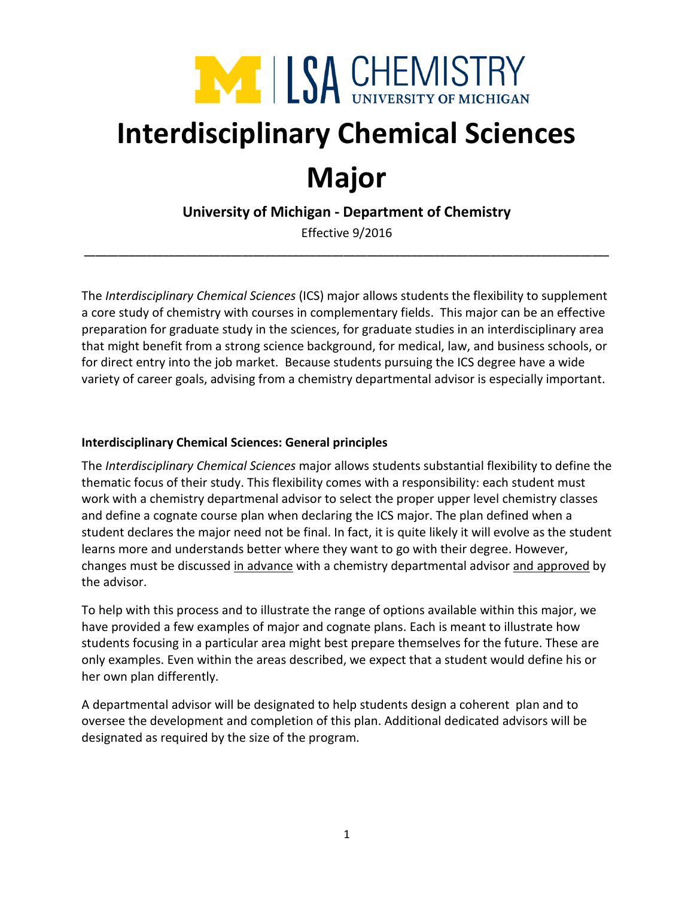# Interdisciplinary Chemical Sciences Major

**University of Michigan - Department of Chemistry**

Effective 9/2016

---

The *Interdisciplinary Chemical Sciences* (ICS) major allows students the flexibility to supplement a core study of chemistry with courses in complementary fields. This major can be an effective preparation for graduate study in the sciences, for graduate studies in an interdisciplinary area that might benefit from a strong science background, for medical, law, and business schools, or for direct entry into the job market. Because students pursuing the ICS degree have a wide variety of career goals, advising from a chemistry departmental advisor is especially important.

### Interdisciplinary Chemical Sciences: General principles

The *Interdisciplinary Chemical Sciences* major allows students substantial flexibility to define the thematic focus of their study. This flexibility comes with a responsibility: each student must work with a chemistry departmenal advisor to select the proper upper level chemistry classes and define a cognate course plan when declaring the ICS major. The plan defined when a student declares the major need not be final. In fact, it is quite likely it will evolve as the student learns more and understands better where they want to go with their degree. However, changes must be discussed <u>in advance</u> with a chemistry departmental advisor <u>and approved</u> by the advisor.

To help with this process and to illustrate the range of options available within this major, we have provided a few examples of major and cognate plans. Each is meant to illustrate how students focusing in a particular area might best prepare themselves for the future. These are only examples. Even within the areas described, we expect that a student would define his or her own plan differently.

A departmental advisor will be designated to help students design a coherent plan and to oversee the development and completion of this plan. Additional dedicated advisors will be designated as required by the size of the program.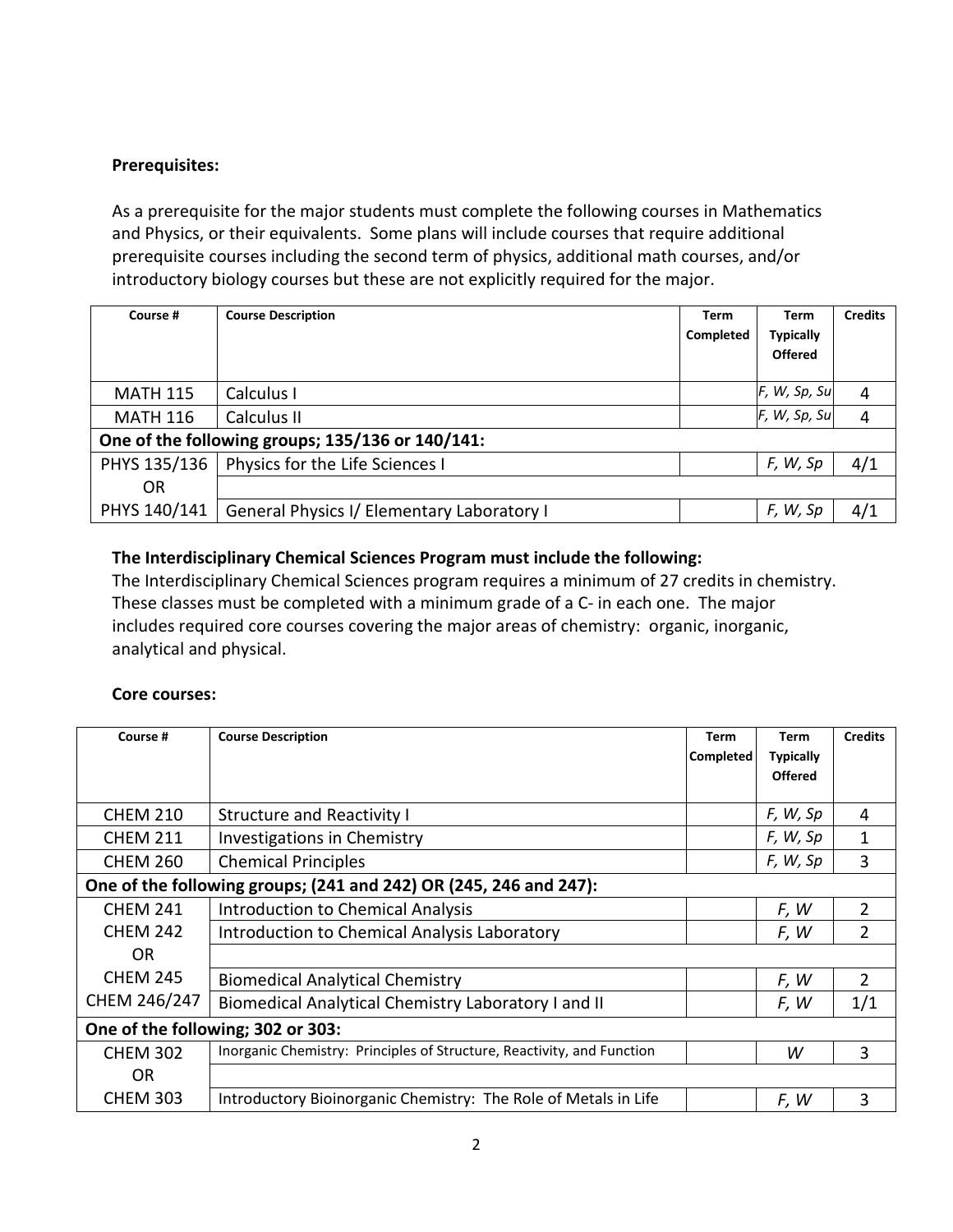**Prerequisites:**

As a prerequisite for the major students must complete the following courses in Mathematics and Physics, or their equivalents. Some plans will include courses that require additional prerequisite courses including the second term of physics, additional math courses, and/or introductory biology courses but these are not explicitly required for the major.

| Course # | Course Description | Term Completed | Term Typically Offered | Credits |
|---|---|---|---|---|
| MATH 115 | Calculus I | | *F, W, Sp, Su* | 4 |
| MATH 116 | Calculus II | | *F, W, Sp, Su* | 4 |
| **One of the following groups; 135/136 or 140/141:** | | | | |
| PHYS 135/136 | Physics for the Life Sciences I | | *F, W, Sp* | 4/1 |
| OR | | | | |
| PHYS 140/141 | General Physics I/ Elementary Laboratory I | | *F, W, Sp* | 4/1 |

**The Interdisciplinary Chemical Sciences Program must include the following:**
The Interdisciplinary Chemical Sciences program requires a minimum of 27 credits in chemistry. These classes must be completed with a minimum grade of a C- in each one. The major includes required core courses covering the major areas of chemistry: organic, inorganic, analytical and physical.

**Core courses:**

| Course # | Course Description | Term Completed | Term Typically Offered | Credits |
|---|---|---|---|---|
| CHEM 210 | Structure and Reactivity I | | *F, W, Sp* | 4 |
| CHEM 211 | Investigations in Chemistry | | *F, W, Sp* | 1 |
| CHEM 260 | Chemical Principles | | *F, W, Sp* | 3 |
| **One of the following groups; (241 and 242) OR (245, 246 and 247):** | | | | |
| CHEM 241 | Introduction to Chemical Analysis | | *F, W* | 2 |
| CHEM 242 | Introduction to Chemical Analysis Laboratory | | *F, W* | 2 |
| OR | | | | |
| CHEM 245 | Biomedical Analytical Chemistry | | *F, W* | 2 |
| CHEM 246/247 | Biomedical Analytical Chemistry Laboratory I and II | | *F, W* | 1/1 |
| **One of the following; 302 or 303:** | | | | |
| CHEM 302 | Inorganic Chemistry: Principles of Structure, Reactivity, and Function | | *W* | 3 |
| OR | | | | |
| CHEM 303 | Introductory Bioinorganic Chemistry: The Role of Metals in Life | | *F, W* | 3 |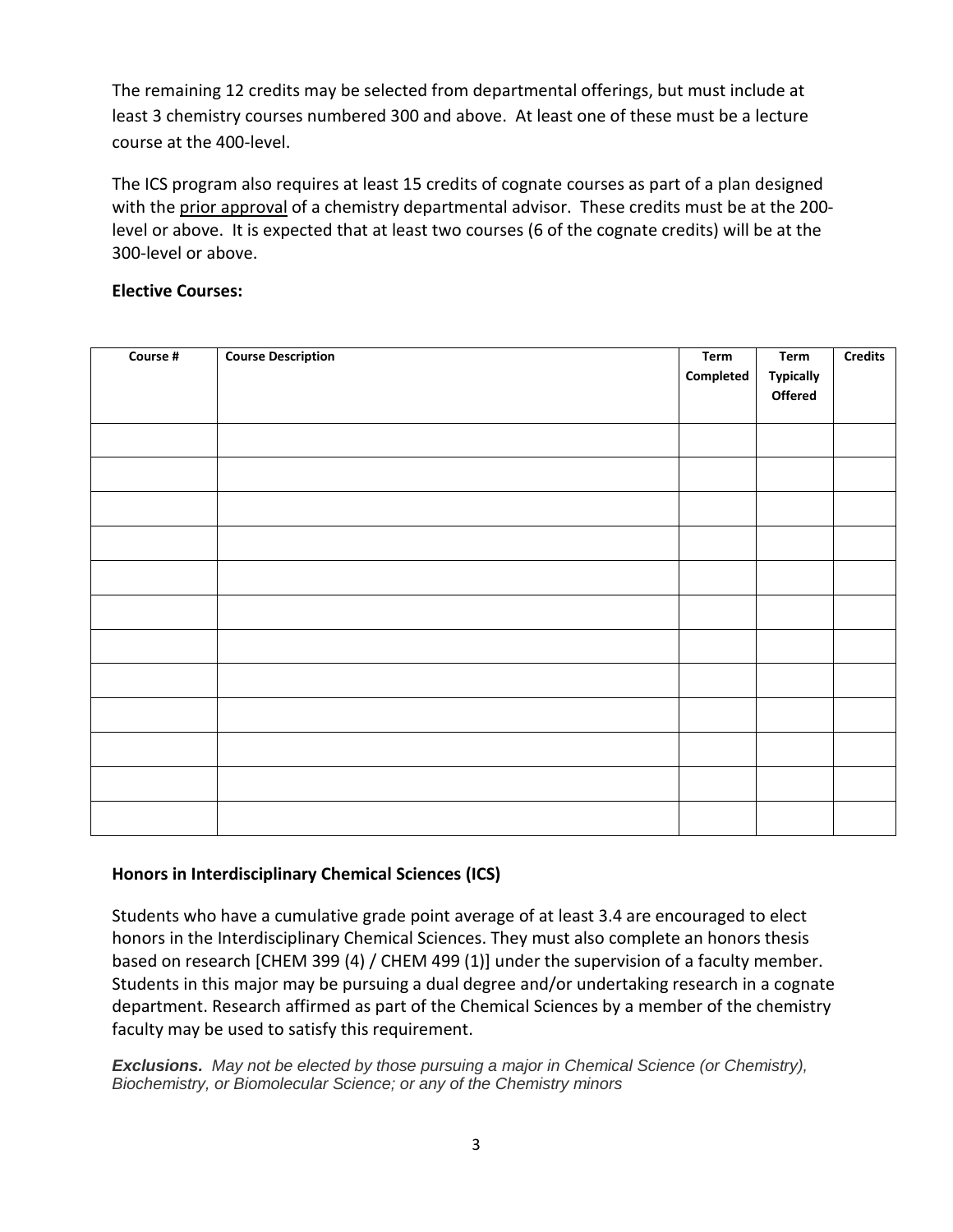The remaining 12 credits may be selected from departmental offerings, but must include at least 3 chemistry courses numbered 300 and above. At least one of these must be a lecture course at the 400-level.

The ICS program also requires at least 15 credits of cognate courses as part of a plan designed with the prior approval of a chemistry departmental advisor. These credits must be at the 200-level or above. It is expected that at least two courses (6 of the cognate credits) will be at the 300-level or above.

**Elective Courses:**

| Course # | Course Description | Term Completed | Term Typically Offered | Credits |
|---|---|---|---|---|
| | | | | |
| | | | | |
| | | | | |
| | | | | |
| | | | | |
| | | | | |
| | | | | |
| | | | | |
| | | | | |
| | | | | |
| | | | | |
| | | | | |

### Honors in Interdisciplinary Chemical Sciences (ICS)

Students who have a cumulative grade point average of at least 3.4 are encouraged to elect honors in the Interdisciplinary Chemical Sciences. They must also complete an honors thesis based on research [CHEM 399 (4) / CHEM 499 (1)] under the supervision of a faculty member. Students in this major may be pursuing a dual degree and/or undertaking research in a cognate department. Research affirmed as part of the Chemical Sciences by a member of the chemistry faculty may be used to satisfy this requirement.

***Exclusions.*** *May not be elected by those pursuing a major in Chemical Science (or Chemistry), Biochemistry, or Biomolecular Science; or any of the Chemistry minors*